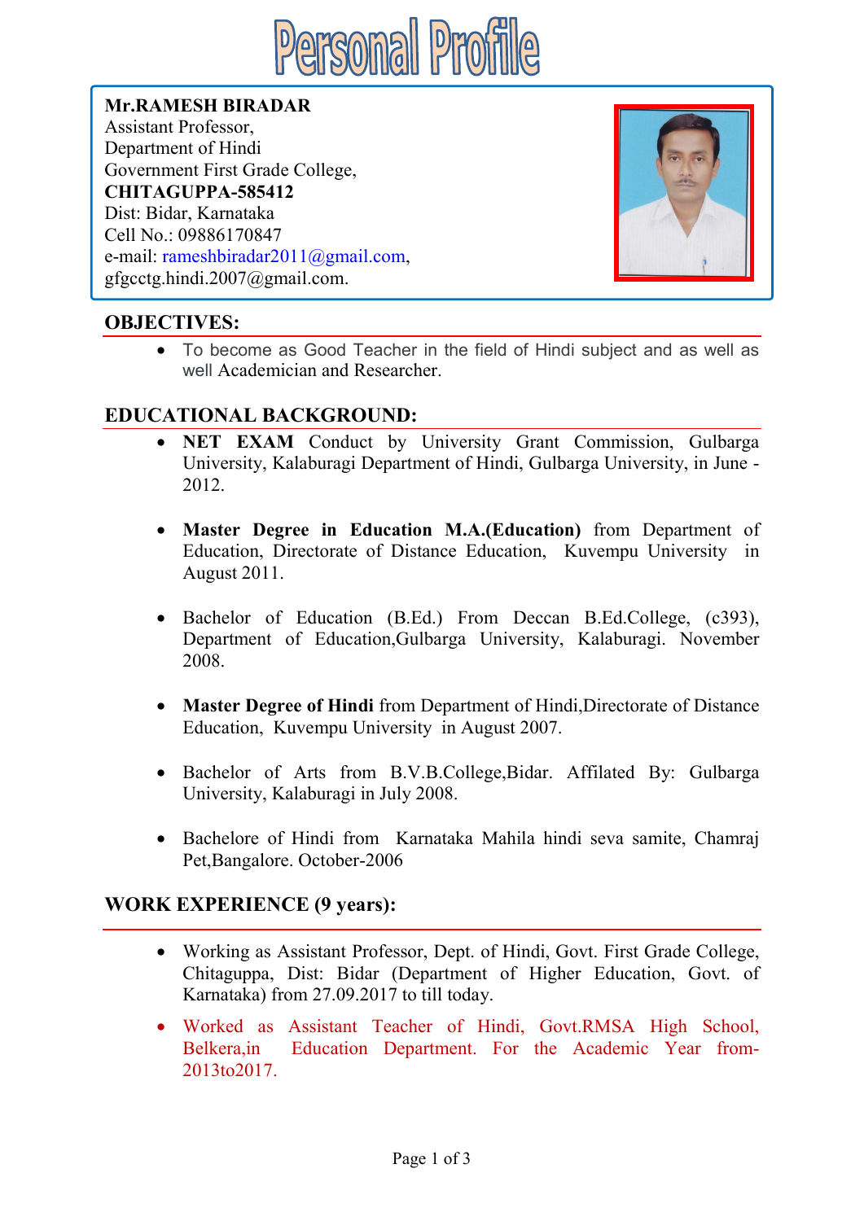# Personal Profile

**Mr.RAMESH BIRADAR**
Assistant Professor,
Department of Hindi
Government First Grade College,
**CHITAGUPPA-585412**
Dist: Bidar, Karnataka
Cell No.: 09886170847
e-mail: rameshbiradar2011@gmail.com,
gfgcctg.hindi.2007@gmail.com.

## OBJECTIVES:

- To become as Good Teacher in the field of Hindi subject and as well as well Academician and Researcher.

## EDUCATIONAL BACKGROUND:

- **NET EXAM** Conduct by University Grant Commission, Gulbarga University, Kalaburagi Department of Hindi, Gulbarga University, in June -2012.

- **Master Degree in Education M.A.(Education)** from Department of Education, Directorate of Distance Education, Kuvempu University in August 2011.

- Bachelor of Education (B.Ed.) From Deccan B.Ed.College, (c393), Department of Education,Gulbarga University, Kalaburagi. November 2008.

- **Master Degree of Hindi** from Department of Hindi,Directorate of Distance Education, Kuvempu University in August 2007.

- Bachelor of Arts from B.V.B.College,Bidar. Affilated By: Gulbarga University, Kalaburagi in July 2008.

- Bachelore of Hindi from Karnataka Mahila hindi seva samite, Chamraj Pet,Bangalore. October-2006

## WORK EXPERIENCE (9 years):

- Working as Assistant Professor, Dept. of Hindi, Govt. First Grade College, Chitaguppa, Dist: Bidar (Department of Higher Education, Govt. of Karnataka) from 27.09.2017 to till today.
- Worked as Assistant Teacher of Hindi, Govt.RMSA High School, Belkera,in Education Department. For the Academic Year from-2013to2017.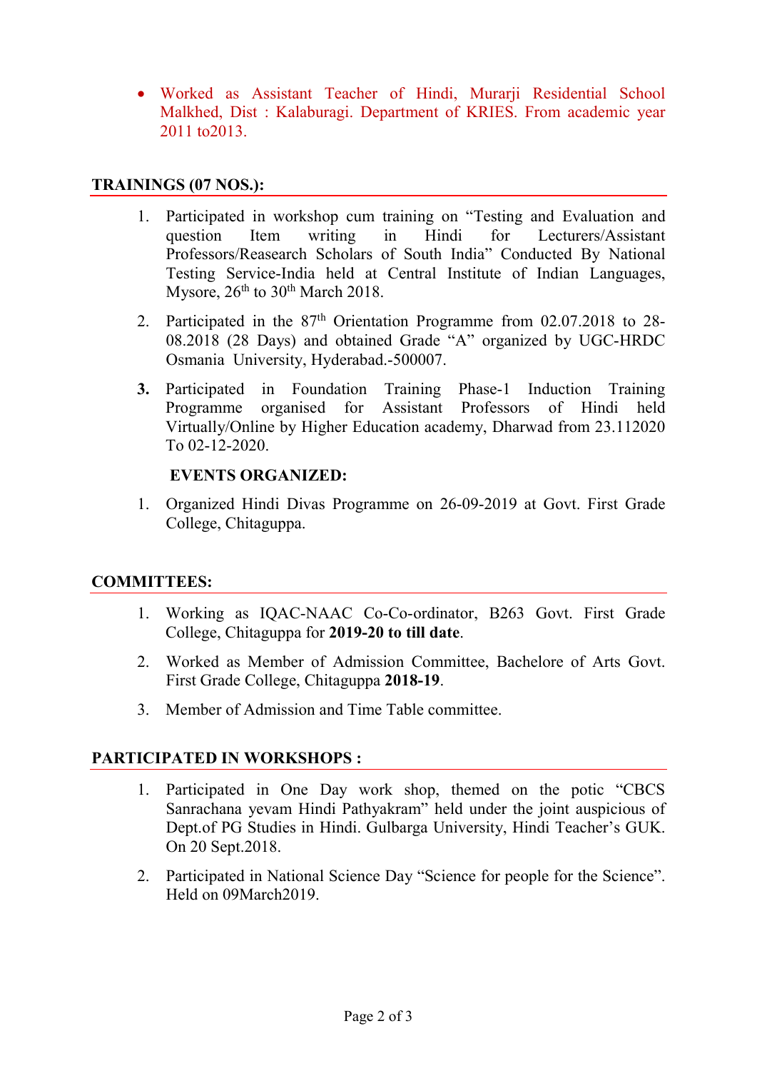- Worked as Assistant Teacher of Hindi, Murarji Residential School Malkhed, Dist : Kalaburagi. Department of KRIES. From academic year 2011 to2013.

## TRAININGS (07 NOS.):

1. Participated in workshop cum training on "Testing and Evaluation and question Item writing in Hindi for Lecturers/Assistant Professors/Reasearch Scholars of South India" Conducted By National Testing Service-India held at Central Institute of Indian Languages, Mysore, 26th to 30th March 2018.
2. Participated in the 87th Orientation Programme from 02.07.2018 to 28-08.2018 (28 Days) and obtained Grade "A" organized by UGC-HRDC Osmania University, Hyderabad.-500007.
3. Participated in Foundation Training Phase-1 Induction Training Programme organised for Assistant Professors of Hindi held Virtually/Online by Higher Education academy, Dharwad from 23.112020 To 02-12-2020.

**EVENTS ORGANIZED:**

1. Organized Hindi Divas Programme on 26-09-2019 at Govt. First Grade College, Chitaguppa.

## COMMITTEES:

1. Working as IQAC-NAAC Co-Co-ordinator, B263 Govt. First Grade College, Chitaguppa for **2019-20 to till date**.
2. Worked as Member of Admission Committee, Bachelore of Arts Govt. First Grade College, Chitaguppa **2018-19**.
3. Member of Admission and Time Table committee.

## PARTICIPATED IN WORKSHOPS :

1. Participated in One Day work shop, themed on the potic "CBCS Sanrachana yevam Hindi Pathyakram" held under the joint auspicious of Dept.of PG Studies in Hindi. Gulbarga University, Hindi Teacher's GUK. On 20 Sept.2018.
2. Participated in National Science Day "Science for people for the Science". Held on 09March2019.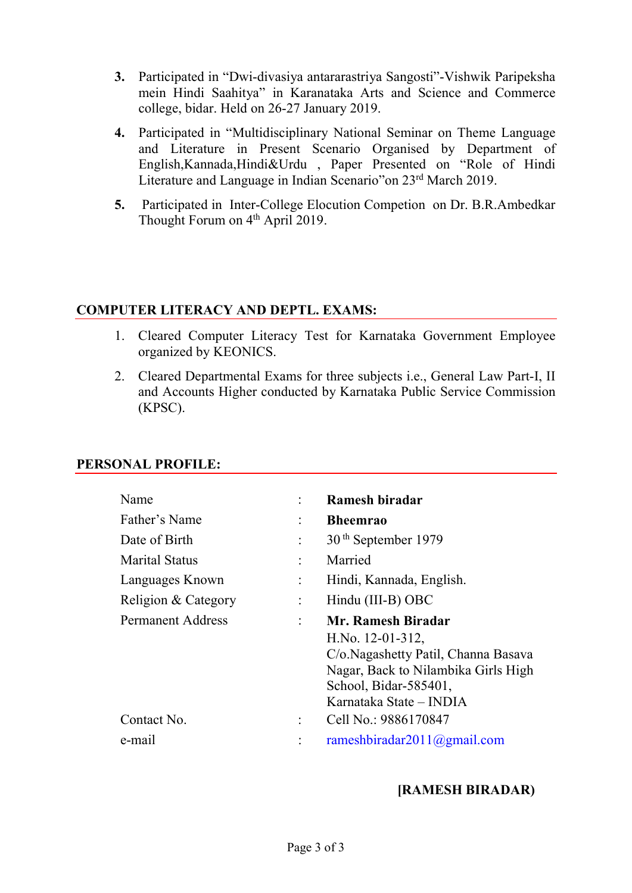3. Participated in "Dwi-divasiya antararastriya Sangosti"-Vishwik Paripeksha mein Hindi Saahitya" in Karanataka Arts and Science and Commerce college, bidar. Held on 26-27 January 2019.

4. Participated in "Multidisciplinary National Seminar on Theme Language and Literature in Present Scenario Organised by Department of English,Kannada,Hindi&Urdu , Paper Presented on "Role of Hindi Literature and Language in Indian Scenario"on 23rd March 2019.

5. Participated in Inter-College Elocution Competion on Dr. B.R.Ambedkar Thought Forum on 4th April 2019.

## COMPUTER LITERACY AND DEPTL. EXAMS:

1. Cleared Computer Literacy Test for Karnataka Government Employee organized by KEONICS.
2. Cleared Departmental Exams for three subjects i.e., General Law Part-I, II and Accounts Higher conducted by Karnataka Public Service Commission (KPSC).

## PERSONAL PROFILE:

| | | |
|---|---|---|
| Name | : | **Ramesh biradar** |
| Father's Name | : | **Bheemrao** |
| Date of Birth | : | 30 th September 1979 |
| Marital Status | : | Married |
| Languages Known | : | Hindi, Kannada, English. |
| Religion & Category | : | Hindu (III-B) OBC |
| Permanent Address | : | **Mr. Ramesh Biradar** H.No. 12-01-312, C/o.Nagashetty Patil, Channa Basava Nagar, Back to Nilambika Girls High School, Bidar-585401, Karnataka State – INDIA |
| Contact No. | : | Cell No.: 9886170847 |
| e-mail | : | rameshbiradar2011@gmail.com |

**[RAMESH BIRADAR)**